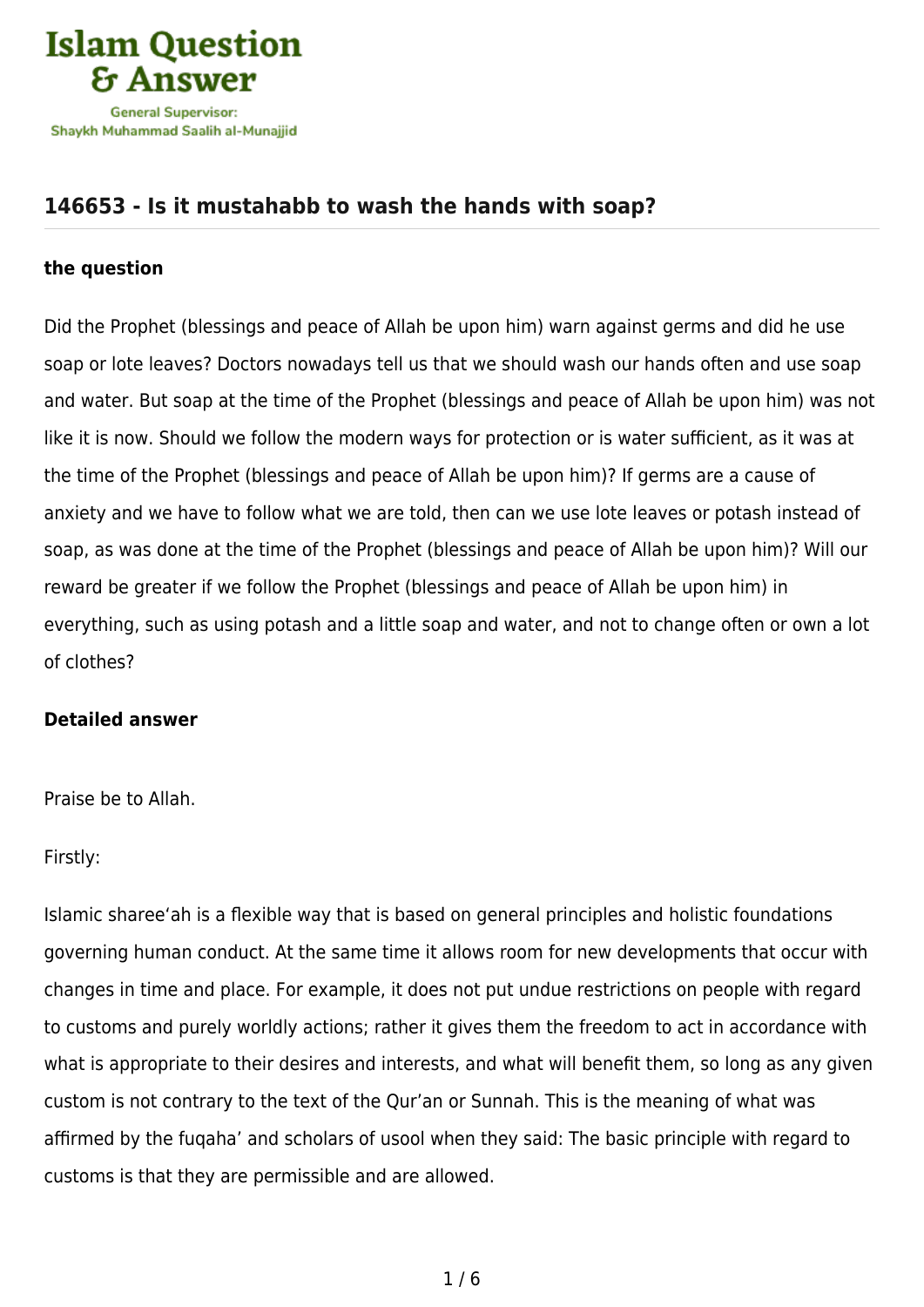Islam Question & Answer

General Supervisor: Shaykh Muhammad Saalih al-Munajjid

## 146653 - Is it mustahabb to wash the hands with soap?

### the question

Did the Prophet (blessings and peace of Allah be upon him) warn against germs and did he use soap or lote leaves? Doctors nowadays tell us that we should wash our hands often and use soap and water. But soap at the time of the Prophet (blessings and peace of Allah be upon him) was not like it is now. Should we follow the modern ways for protection or is water sufficient, as it was at the time of the Prophet (blessings and peace of Allah be upon him)? If germs are a cause of anxiety and we have to follow what we are told, then can we use lote leaves or potash instead of soap, as was done at the time of the Prophet (blessings and peace of Allah be upon him)? Will our reward be greater if we follow the Prophet (blessings and peace of Allah be upon him) in everything, such as using potash and a little soap and water, and not to change often or own a lot of clothes?

### Detailed answer

Praise be to Allah.

Firstly:

Islamic sharee'ah is a flexible way that is based on general principles and holistic foundations governing human conduct. At the same time it allows room for new developments that occur with changes in time and place. For example, it does not put undue restrictions on people with regard to customs and purely worldly actions; rather it gives them the freedom to act in accordance with what is appropriate to their desires and interests, and what will benefit them, so long as any given custom is not contrary to the text of the Qur'an or Sunnah. This is the meaning of what was affirmed by the fuqaha' and scholars of usool when they said: The basic principle with regard to customs is that they are permissible and are allowed.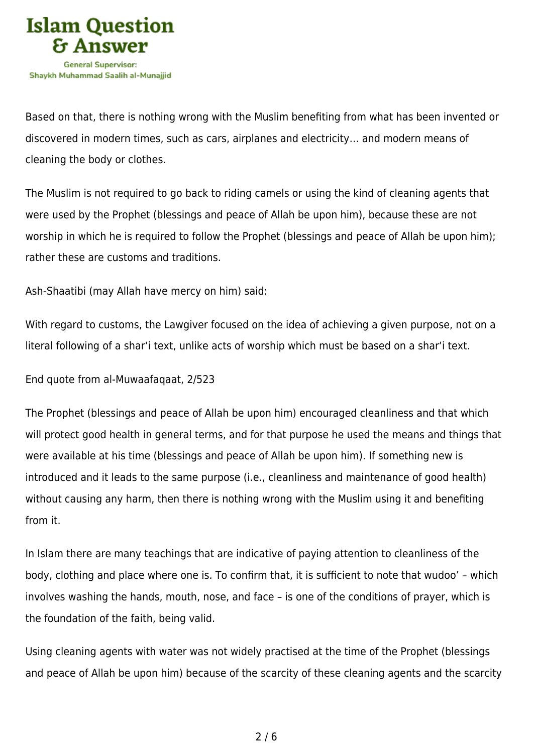Based on that, there is nothing wrong with the Muslim benefiting from what has been invented or discovered in modern times, such as cars, airplanes and electricity… and modern means of cleaning the body or clothes.

The Muslim is not required to go back to riding camels or using the kind of cleaning agents that were used by the Prophet (blessings and peace of Allah be upon him), because these are not worship in which he is required to follow the Prophet (blessings and peace of Allah be upon him); rather these are customs and traditions.

Ash-Shaatibi (may Allah have mercy on him) said:

With regard to customs, the Lawgiver focused on the idea of achieving a given purpose, not on a literal following of a shar'i text, unlike acts of worship which must be based on a shar'i text.

End quote from al-Muwaafaqaat, 2/523

The Prophet (blessings and peace of Allah be upon him) encouraged cleanliness and that which will protect good health in general terms, and for that purpose he used the means and things that were available at his time (blessings and peace of Allah be upon him). If something new is introduced and it leads to the same purpose (i.e., cleanliness and maintenance of good health) without causing any harm, then there is nothing wrong with the Muslim using it and benefiting from it.

In Islam there are many teachings that are indicative of paying attention to cleanliness of the body, clothing and place where one is. To confirm that, it is sufficient to note that wudoo' – which involves washing the hands, mouth, nose, and face – is one of the conditions of prayer, which is the foundation of the faith, being valid.

Using cleaning agents with water was not widely practised at the time of the Prophet (blessings and peace of Allah be upon him) because of the scarcity of these cleaning agents and the scarcity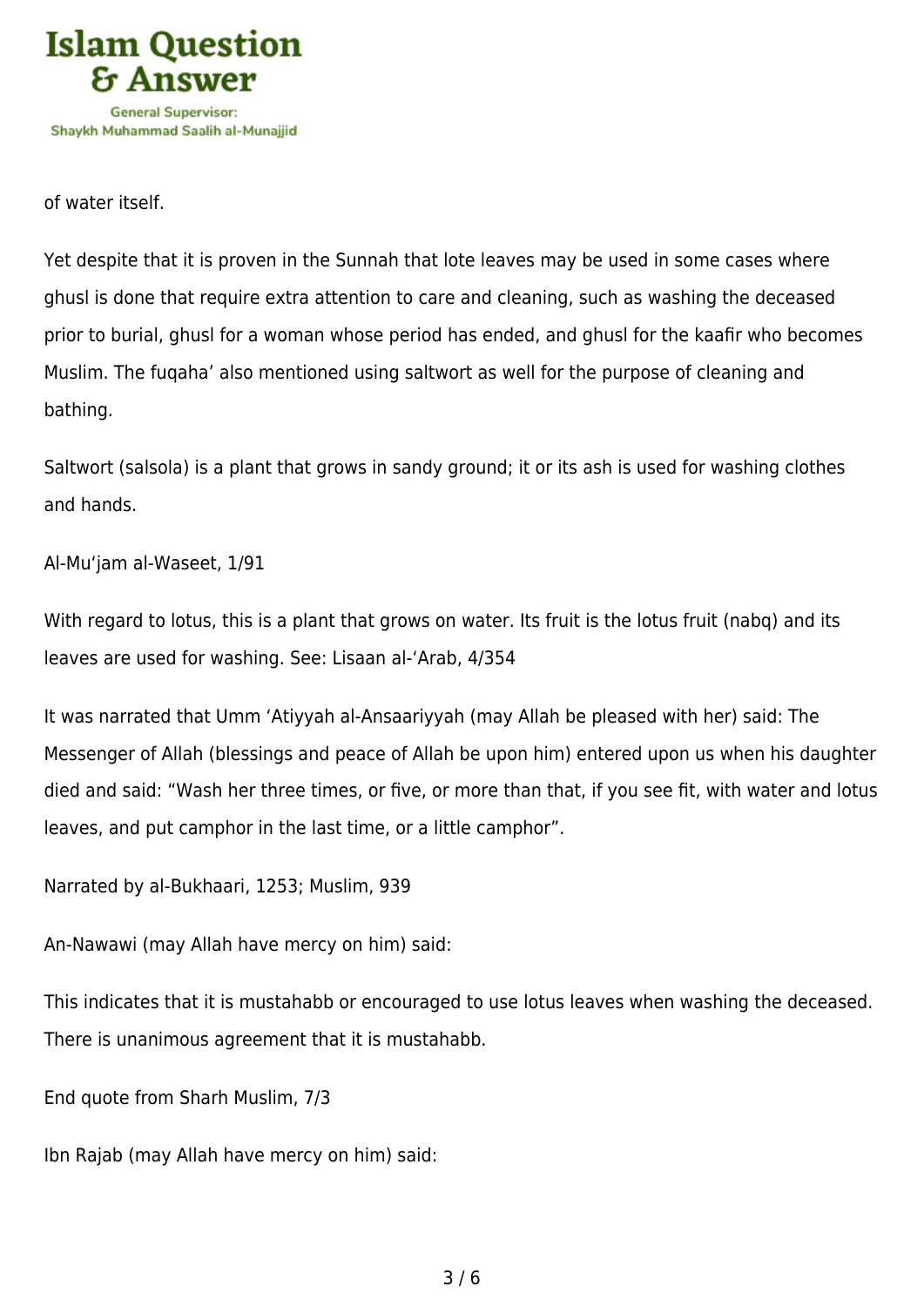of water itself.

Yet despite that it is proven in the Sunnah that lote leaves may be used in some cases where ghusl is done that require extra attention to care and cleaning, such as washing the deceased prior to burial, ghusl for a woman whose period has ended, and ghusl for the kaafir who becomes Muslim. The fuqaha' also mentioned using saltwort as well for the purpose of cleaning and bathing.

Saltwort (salsola) is a plant that grows in sandy ground; it or its ash is used for washing clothes and hands.

Al-Mu'jam al-Waseet, 1/91

With regard to lotus, this is a plant that grows on water. Its fruit is the lotus fruit (nabq) and its leaves are used for washing. See: Lisaan al-'Arab, 4/354

It was narrated that Umm 'Atiyyah al-Ansaariyyah (may Allah be pleased with her) said: The Messenger of Allah (blessings and peace of Allah be upon him) entered upon us when his daughter died and said: "Wash her three times, or five, or more than that, if you see fit, with water and lotus leaves, and put camphor in the last time, or a little camphor".

Narrated by al-Bukhaari, 1253; Muslim, 939

An-Nawawi (may Allah have mercy on him) said:

This indicates that it is mustahabb or encouraged to use lotus leaves when washing the deceased. There is unanimous agreement that it is mustahabb.

End quote from Sharh Muslim, 7/3

Ibn Rajab (may Allah have mercy on him) said: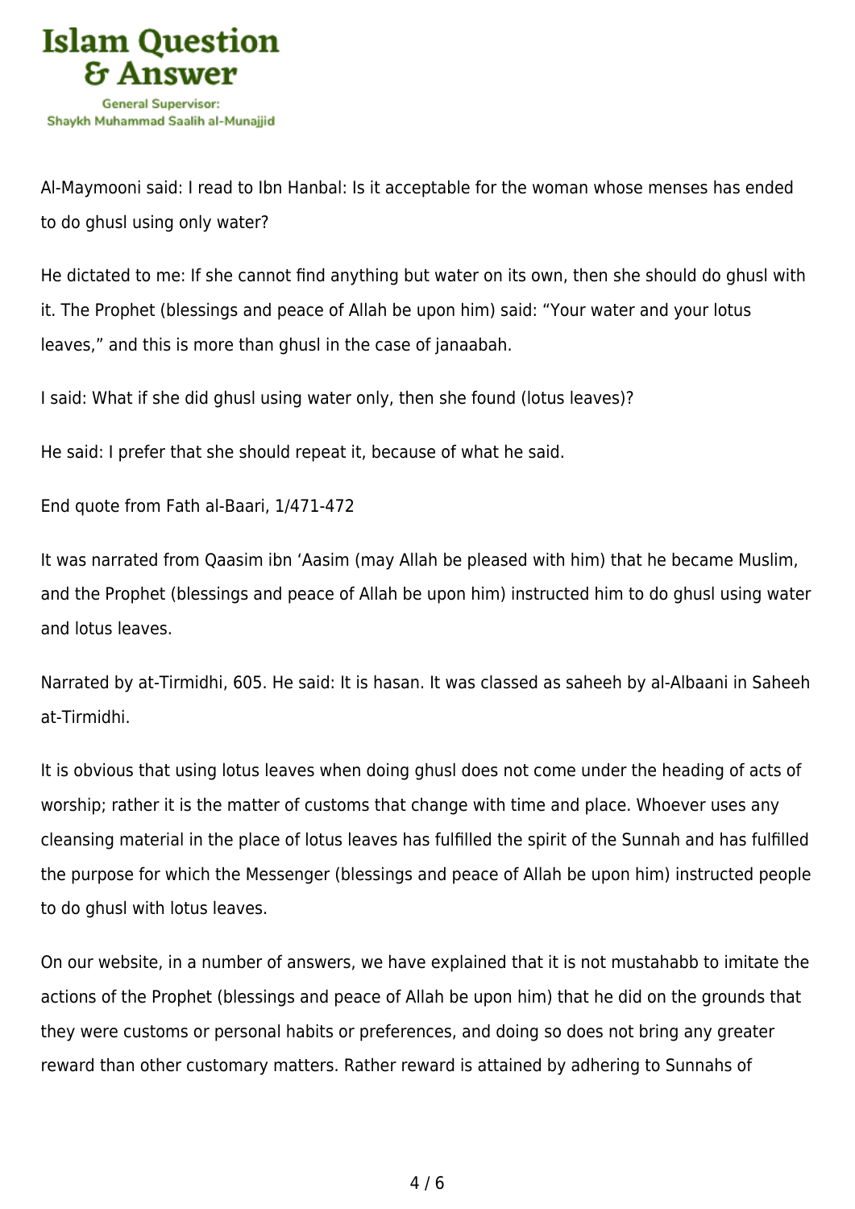Al-Maymooni said: I read to Ibn Hanbal: Is it acceptable for the woman whose menses has ended to do ghusl using only water?

He dictated to me: If she cannot find anything but water on its own, then she should do ghusl with it. The Prophet (blessings and peace of Allah be upon him) said: “Your water and your lotus leaves,” and this is more than ghusl in the case of janaabah.

I said: What if she did ghusl using water only, then she found (lotus leaves)?

He said: I prefer that she should repeat it, because of what he said.

End quote from Fath al-Baari, 1/471-472

It was narrated from Qaasim ibn ‘Aasim (may Allah be pleased with him) that he became Muslim, and the Prophet (blessings and peace of Allah be upon him) instructed him to do ghusl using water and lotus leaves.

Narrated by at-Tirmidhi, 605. He said: It is hasan. It was classed as saheeh by al-Albaani in Saheeh at-Tirmidhi.

It is obvious that using lotus leaves when doing ghusl does not come under the heading of acts of worship; rather it is the matter of customs that change with time and place. Whoever uses any cleansing material in the place of lotus leaves has fulfilled the spirit of the Sunnah and has fulfilled the purpose for which the Messenger (blessings and peace of Allah be upon him) instructed people to do ghusl with lotus leaves.

On our website, in a number of answers, we have explained that it is not mustahabb to imitate the actions of the Prophet (blessings and peace of Allah be upon him) that he did on the grounds that they were customs or personal habits or preferences, and doing so does not bring any greater reward than other customary matters. Rather reward is attained by adhering to Sunnahs of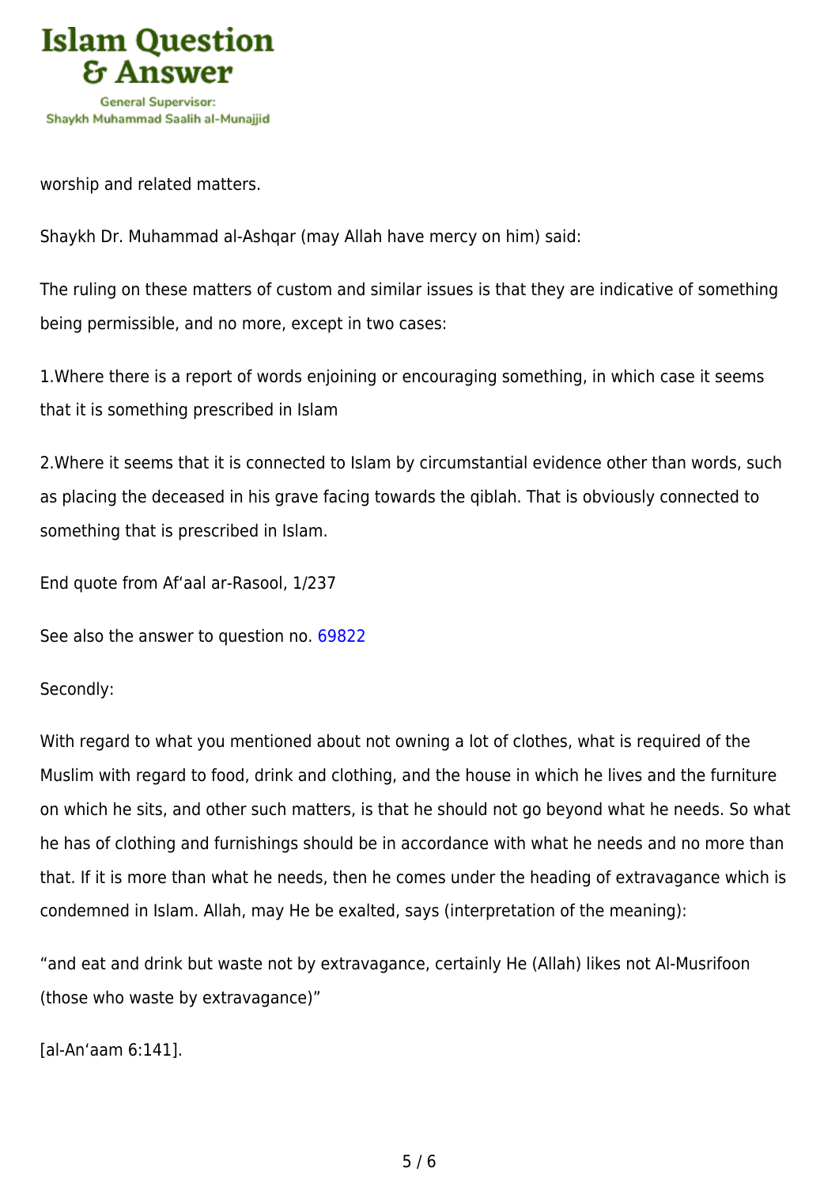worship and related matters.

Shaykh Dr. Muhammad al-Ashqar (may Allah have mercy on him) said:

The ruling on these matters of custom and similar issues is that they are indicative of something being permissible, and no more, except in two cases:

1. Where there is a report of words enjoining or encouraging something, in which case it seems that it is something prescribed in Islam

2. Where it seems that it is connected to Islam by circumstantial evidence other than words, such as placing the deceased in his grave facing towards the qiblah. That is obviously connected to something that is prescribed in Islam.

End quote from Af'aal ar-Rasool, 1/237

See also the answer to question no. 69822

Secondly:

With regard to what you mentioned about not owning a lot of clothes, what is required of the Muslim with regard to food, drink and clothing, and the house in which he lives and the furniture on which he sits, and other such matters, is that he should not go beyond what he needs. So what he has of clothing and furnishings should be in accordance with what he needs and no more than that. If it is more than what he needs, then he comes under the heading of extravagance which is condemned in Islam. Allah, may He be exalted, says (interpretation of the meaning):

"and eat and drink but waste not by extravagance, certainly He (Allah) likes not Al-Musrifoon (those who waste by extravagance)"

[al-An'aam 6:141].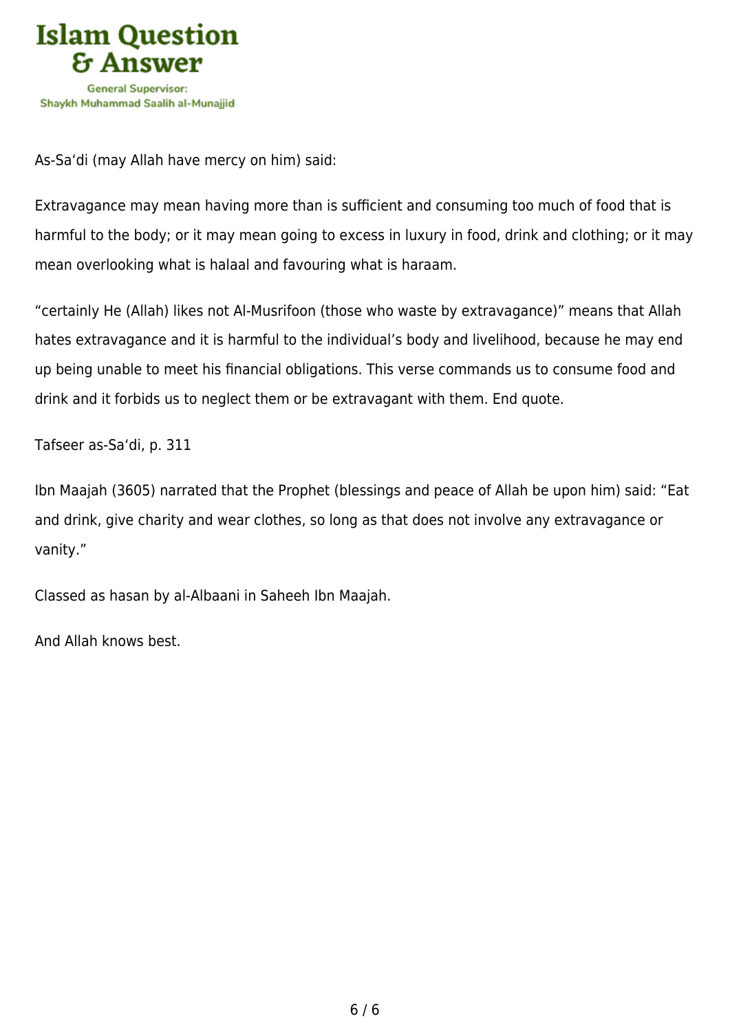As-Sa‘di (may Allah have mercy on him) said:

Extravagance may mean having more than is sufficient and consuming too much of food that is harmful to the body; or it may mean going to excess in luxury in food, drink and clothing; or it may mean overlooking what is halaal and favouring what is haraam.

“certainly He (Allah) likes not Al-Musrifoon (those who waste by extravagance)” means that Allah hates extravagance and it is harmful to the individual’s body and livelihood, because he may end up being unable to meet his financial obligations. This verse commands us to consume food and drink and it forbids us to neglect them or be extravagant with them. End quote.

Tafseer as-Sa‘di, p. 311

Ibn Maajah (3605) narrated that the Prophet (blessings and peace of Allah be upon him) said: “Eat and drink, give charity and wear clothes, so long as that does not involve any extravagance or vanity.”

Classed as hasan by al-Albaani in Saheeh Ibn Maajah.

And Allah knows best.